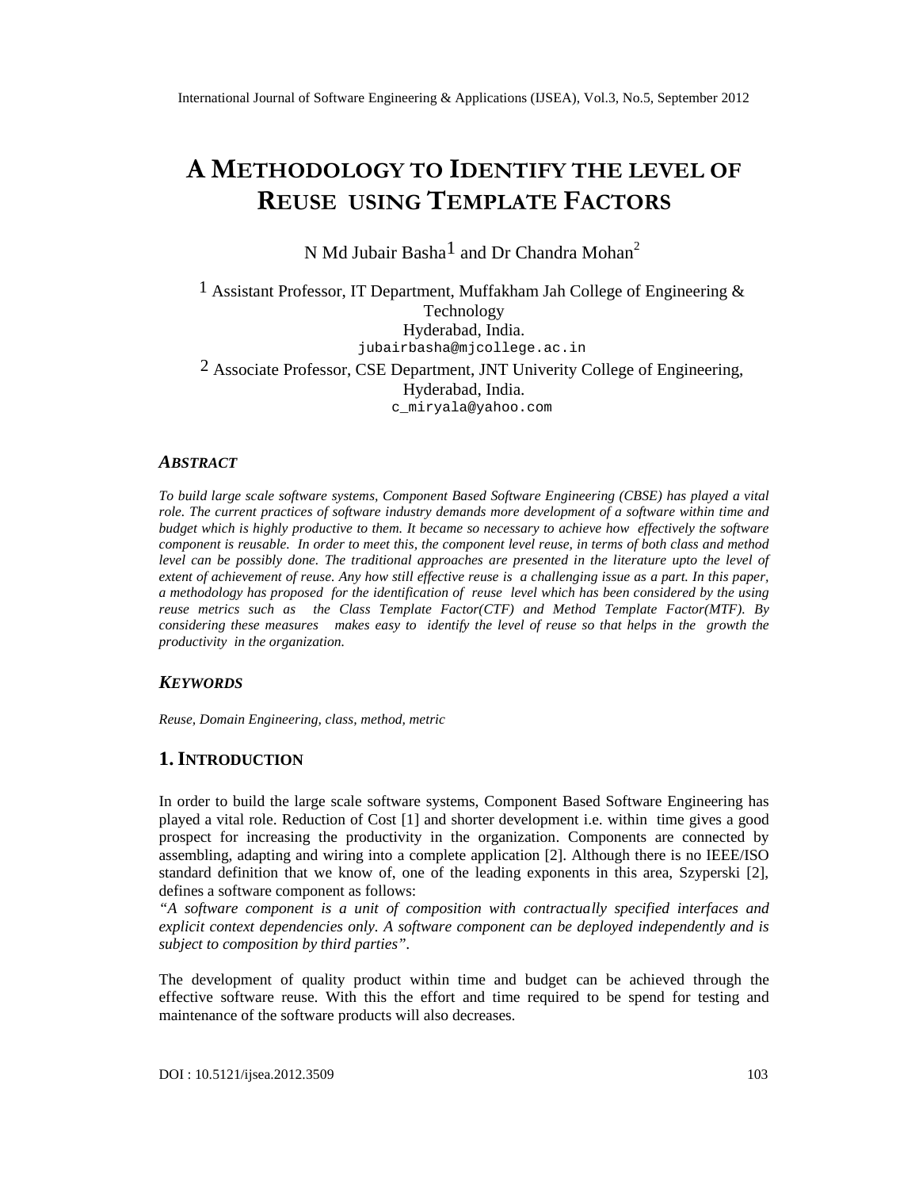# A METHODOLOGY TO IDENTIFY THE LEVEL OF REUSE USING TEMPLATE FACTORS

N Md Jubair Basha[1] and Dr Chandra Mohan[2]

[1] Assistant Professor, IT Department, Muffakham Jah College of Engineering & Technology
Hyderabad, India.
jubairbasha@mjcollege.ac.in

[2] Associate Professor, CSE Department, JNT Univerity College of Engineering, Hyderabad, India.
c_miryala@yahoo.com

### ABSTRACT

*To build large scale software systems, Component Based Software Engineering (CBSE) has played a vital role. The current practices of software industry demands more development of a software within time and budget which is highly productive to them. It became so necessary to achieve how effectively the software component is reusable. In order to meet this, the component level reuse, in terms of both class and method level can be possibly done. The traditional approaches are presented in the literature upto the level of extent of achievement of reuse. Any how still effective reuse is a challenging issue as a part. In this paper, a methodology has proposed for the identification of reuse level which has been considered by the using reuse metrics such as the Class Template Factor(CTF) and Method Template Factor(MTF). By considering these measures makes easy to identify the level of reuse so that helps in the growth the productivity in the organization.*

### KEYWORDS

*Reuse, Domain Engineering, class, method, metric*

## 1. INTRODUCTION

In order to build the large scale software systems, Component Based Software Engineering has played a vital role. Reduction of Cost [1] and shorter development i.e. within time gives a good prospect for increasing the productivity in the organization. Components are connected by assembling, adapting and wiring into a complete application [2]. Although there is no IEEE/ISO standard definition that we know of, one of the leading exponents in this area, Szyperski [2], defines a software component as follows:

*"A software component is a unit of composition with contractually specified interfaces and explicit context dependencies only. A software component can be deployed independently and is subject to composition by third parties".*

The development of quality product within time and budget can be achieved through the effective software reuse. With this the effort and time required to be spend for testing and maintenance of the software products will also decreases.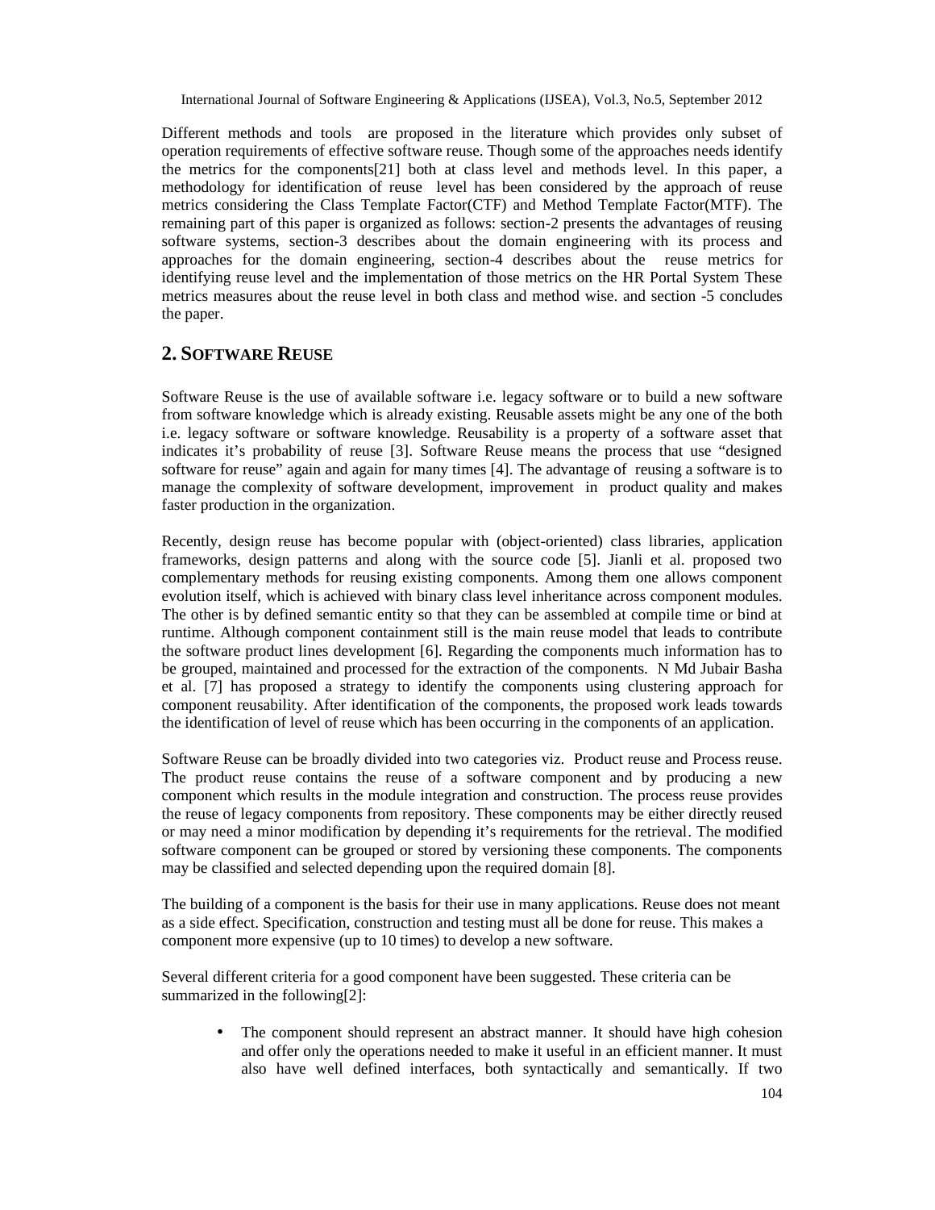Different methods and tools are proposed in the literature which provides only subset of operation requirements of effective software reuse. Though some of the approaches needs identify the metrics for the components[21] both at class level and methods level. In this paper, a methodology for identification of reuse level has been considered by the approach of reuse metrics considering the Class Template Factor(CTF) and Method Template Factor(MTF). The remaining part of this paper is organized as follows: section-2 presents the advantages of reusing software systems, section-3 describes about the domain engineering with its process and approaches for the domain engineering, section-4 describes about the reuse metrics for identifying reuse level and the implementation of those metrics on the HR Portal System These metrics measures about the reuse level in both class and method wise. and section -5 concludes the paper.

## 2. SOFTWARE REUSE

Software Reuse is the use of available software i.e. legacy software or to build a new software from software knowledge which is already existing. Reusable assets might be any one of the both i.e. legacy software or software knowledge. Reusability is a property of a software asset that indicates it's probability of reuse [3]. Software Reuse means the process that use "designed software for reuse" again and again for many times [4]. The advantage of reusing a software is to manage the complexity of software development, improvement in product quality and makes faster production in the organization.

Recently, design reuse has become popular with (object-oriented) class libraries, application frameworks, design patterns and along with the source code [5]. Jianli et al. proposed two complementary methods for reusing existing components. Among them one allows component evolution itself, which is achieved with binary class level inheritance across component modules. The other is by defined semantic entity so that they can be assembled at compile time or bind at runtime. Although component containment still is the main reuse model that leads to contribute the software product lines development [6]. Regarding the components much information has to be grouped, maintained and processed for the extraction of the components. N Md Jubair Basha et al. [7] has proposed a strategy to identify the components using clustering approach for component reusability. After identification of the components, the proposed work leads towards the identification of level of reuse which has been occurring in the components of an application.

Software Reuse can be broadly divided into two categories viz. Product reuse and Process reuse. The product reuse contains the reuse of a software component and by producing a new component which results in the module integration and construction. The process reuse provides the reuse of legacy components from repository. These components may be either directly reused or may need a minor modification by depending it's requirements for the retrieval. The modified software component can be grouped or stored by versioning these components. The components may be classified and selected depending upon the required domain [8].

The building of a component is the basis for their use in many applications. Reuse does not meant as a side effect. Specification, construction and testing must all be done for reuse. This makes a component more expensive (up to 10 times) to develop a new software.

Several different criteria for a good component have been suggested. These criteria can be summarized in the following[2]:

- The component should represent an abstract manner. It should have high cohesion and offer only the operations needed to make it useful in an efficient manner. It must also have well defined interfaces, both syntactically and semantically. If two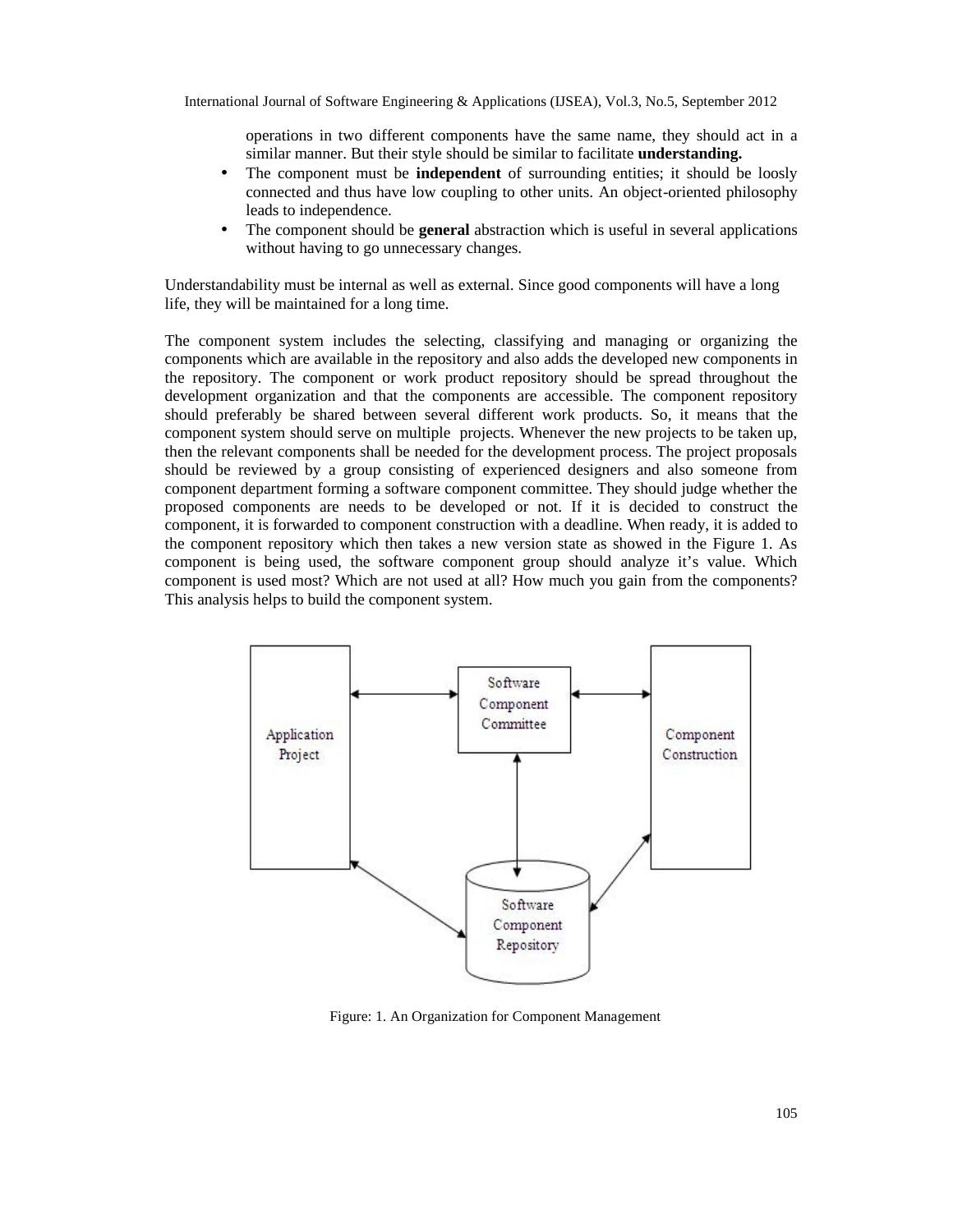operations in two different components have the same name, they should act in a similar manner. But their style should be similar to facilitate **understanding.**

- The component must be **independent** of surrounding entities; it should be loosly connected and thus have low coupling to other units. An object-oriented philosophy leads to independence.
- The component should be **general** abstraction which is useful in several applications without having to go unnecessary changes.

Understandability must be internal as well as external. Since good components will have a long life, they will be maintained for a long time.

The component system includes the selecting, classifying and managing or organizing the components which are available in the repository and also adds the developed new components in the repository. The component or work product repository should be spread throughout the development organization and that the components are accessible. The component repository should preferably be shared between several different work products. So, it means that the component system should serve on multiple projects. Whenever the new projects to be taken up, then the relevant components shall be needed for the development process. The project proposals should be reviewed by a group consisting of experienced designers and also someone from component department forming a software component committee. They should judge whether the proposed components are needs to be developed or not. If it is decided to construct the component, it is forwarded to component construction with a deadline. When ready, it is added to the component repository which then takes a new version state as showed in the Figure 1. As component is being used, the software component group should analyze it's value. Which component is used most? Which are not used at all? How much you gain from the components? This analysis helps to build the component system.

Application Project

Software Component Committee

Component Construction

Software Component Repository

Figure: 1. An Organization for Component Management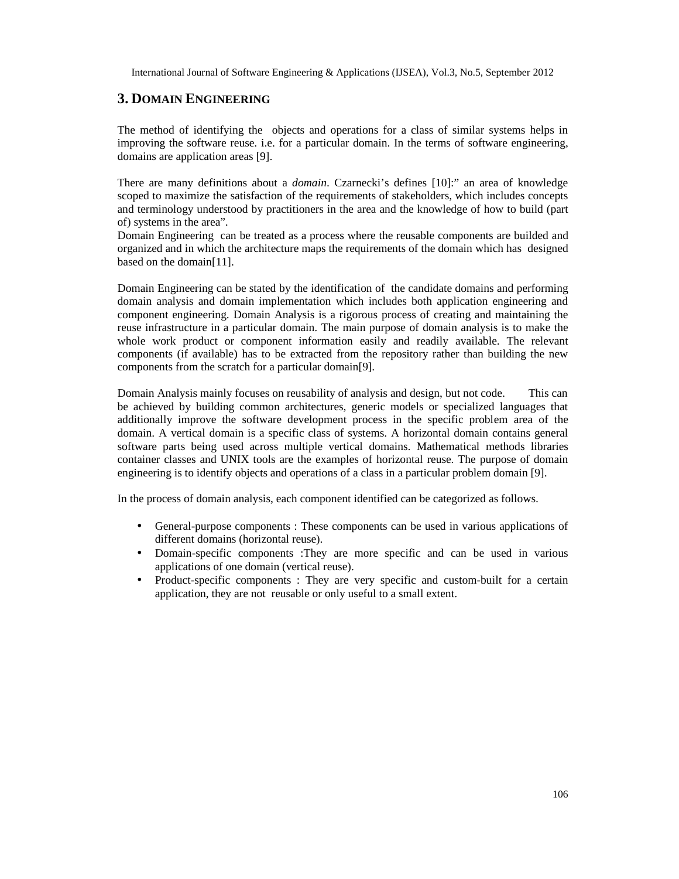## 3. DOMAIN ENGINEERING

The method of identifying the objects and operations for a class of similar systems helps in improving the software reuse. i.e. for a particular domain. In the terms of software engineering, domains are application areas [9].

There are many definitions about a *domain*. Czarnecki's defines [10]:" an area of knowledge scoped to maximize the satisfaction of the requirements of stakeholders, which includes concepts and terminology understood by practitioners in the area and the knowledge of how to build (part of) systems in the area".
Domain Engineering can be treated as a process where the reusable components are builded and organized and in which the architecture maps the requirements of the domain which has designed based on the domain[11].

Domain Engineering can be stated by the identification of the candidate domains and performing domain analysis and domain implementation which includes both application engineering and component engineering. Domain Analysis is a rigorous process of creating and maintaining the reuse infrastructure in a particular domain. The main purpose of domain analysis is to make the whole work product or component information easily and readily available. The relevant components (if available) has to be extracted from the repository rather than building the new components from the scratch for a particular domain[9].

Domain Analysis mainly focuses on reusability of analysis and design, but not code. This can be achieved by building common architectures, generic models or specialized languages that additionally improve the software development process in the specific problem area of the domain. A vertical domain is a specific class of systems. A horizontal domain contains general software parts being used across multiple vertical domains. Mathematical methods libraries container classes and UNIX tools are the examples of horizontal reuse. The purpose of domain engineering is to identify objects and operations of a class in a particular problem domain [9].

In the process of domain analysis, each component identified can be categorized as follows.

- General-purpose components : These components can be used in various applications of different domains (horizontal reuse).
- Domain-specific components :They are more specific and can be used in various applications of one domain (vertical reuse).
- Product-specific components : They are very specific and custom-built for a certain application, they are not reusable or only useful to a small extent.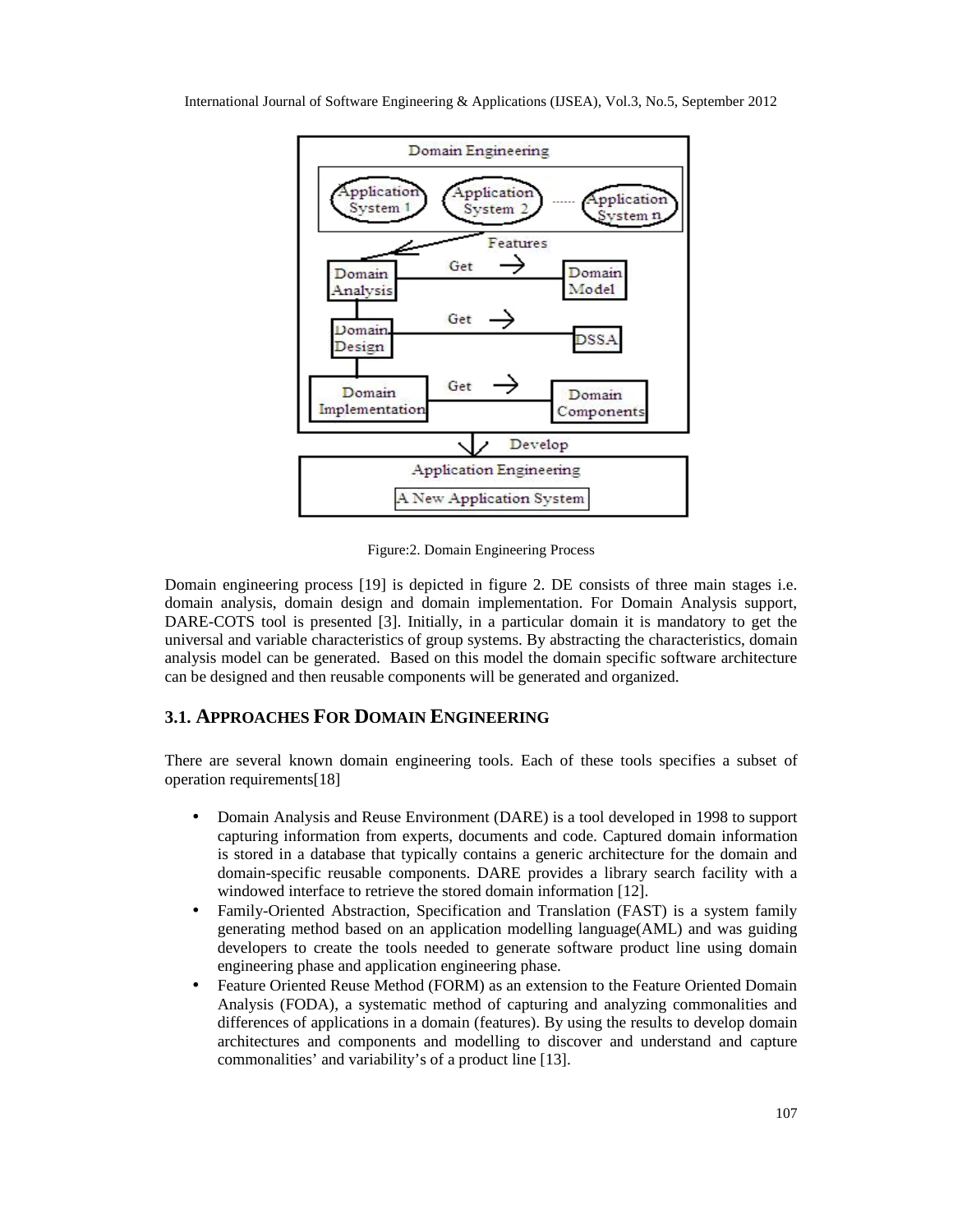Figure:2. Domain Engineering Process

Domain engineering process [19] is depicted in figure 2. DE consists of three main stages i.e. domain analysis, domain design and domain implementation. For Domain Analysis support, DARE-COTS tool is presented [3]. Initially, in a particular domain it is mandatory to get the universal and variable characteristics of group systems. By abstracting the characteristics, domain analysis model can be generated. Based on this model the domain specific software architecture can be designed and then reusable components will be generated and organized.

## 3.1. APPROACHES FOR DOMAIN ENGINEERING

There are several known domain engineering tools. Each of these tools specifies a subset of operation requirements[18]

- Domain Analysis and Reuse Environment (DARE) is a tool developed in 1998 to support capturing information from experts, documents and code. Captured domain information is stored in a database that typically contains a generic architecture for the domain and domain-specific reusable components. DARE provides a library search facility with a windowed interface to retrieve the stored domain information [12].
- Family-Oriented Abstraction, Specification and Translation (FAST) is a system family generating method based on an application modelling language(AML) and was guiding developers to create the tools needed to generate software product line using domain engineering phase and application engineering phase.
- Feature Oriented Reuse Method (FORM) as an extension to the Feature Oriented Domain Analysis (FODA), a systematic method of capturing and analyzing commonalities and differences of applications in a domain (features). By using the results to develop domain architectures and components and modelling to discover and understand and capture commonalities' and variability's of a product line [13].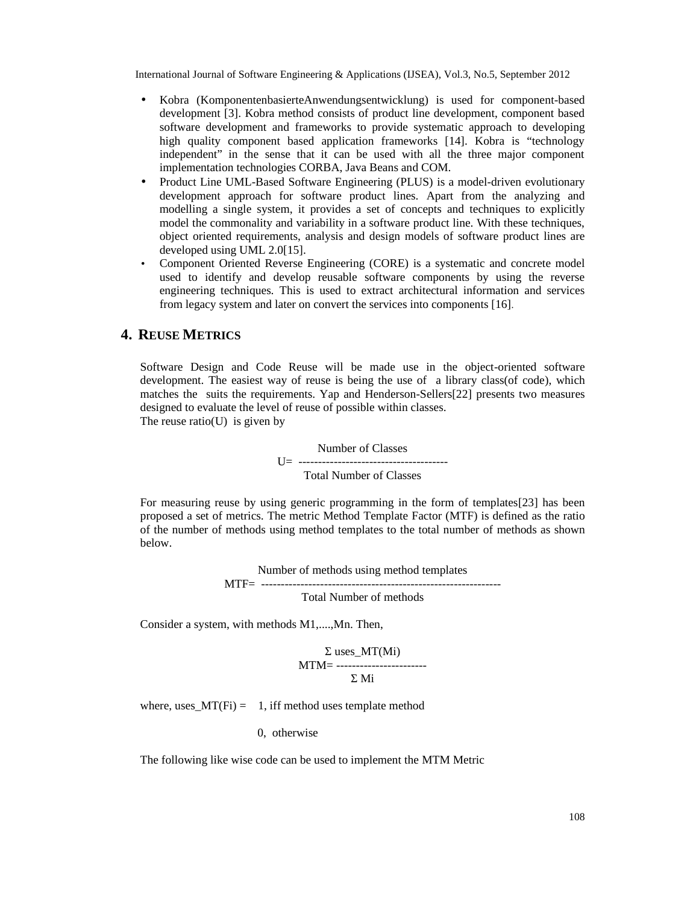- Kobra (KomponentenbasierteAnwendungsentwicklung) is used for component-based development [3]. Kobra method consists of product line development, component based software development and frameworks to provide systematic approach to developing high quality component based application frameworks [14]. Kobra is "technology independent" in the sense that it can be used with all the three major component implementation technologies CORBA, Java Beans and COM.
- Product Line UML-Based Software Engineering (PLUS) is a model-driven evolutionary development approach for software product lines. Apart from the analyzing and modelling a single system, it provides a set of concepts and techniques to explicitly model the commonality and variability in a software product line. With these techniques, object oriented requirements, analysis and design models of software product lines are developed using UML 2.0[15].
- Component Oriented Reverse Engineering (CORE) is a systematic and concrete model used to identify and develop reusable software components by using the reverse engineering techniques. This is used to extract architectural information and services from legacy system and later on convert the services into components [16].

## 4. REUSE METRICS

Software Design and Code Reuse will be made use in the object-oriented software development. The easiest way of reuse is being the use of a library class(of code), which matches the suits the requirements. Yap and Henderson-Sellers[22] presents two measures designed to evaluate the level of reuse of possible within classes.
The reuse ratio(U) is given by

$$U = \frac{\text{Number of Classes}}{\text{Total Number of Classes}}$$

For measuring reuse by using generic programming in the form of templates[23] has been proposed a set of metrics. The metric Method Template Factor (MTF) is defined as the ratio of the number of methods using method templates to the total number of methods as shown below.

$$MTF = \frac{\text{Number of methods using method templates}}{\text{Total Number of methods}}$$

Consider a system, with methods M1,....,Mn. Then,

$$MTM = \frac{\Sigma \text{ uses\_MT}(Mi)}{\Sigma \text{ Mi}}$$

where, $\text{uses\_MT}(Fi) = \begin{cases} 1, & \text{iff method uses template method} \\ 0, & \text{otherwise} \end{cases}$

The following like wise code can be used to implement the MTM Metric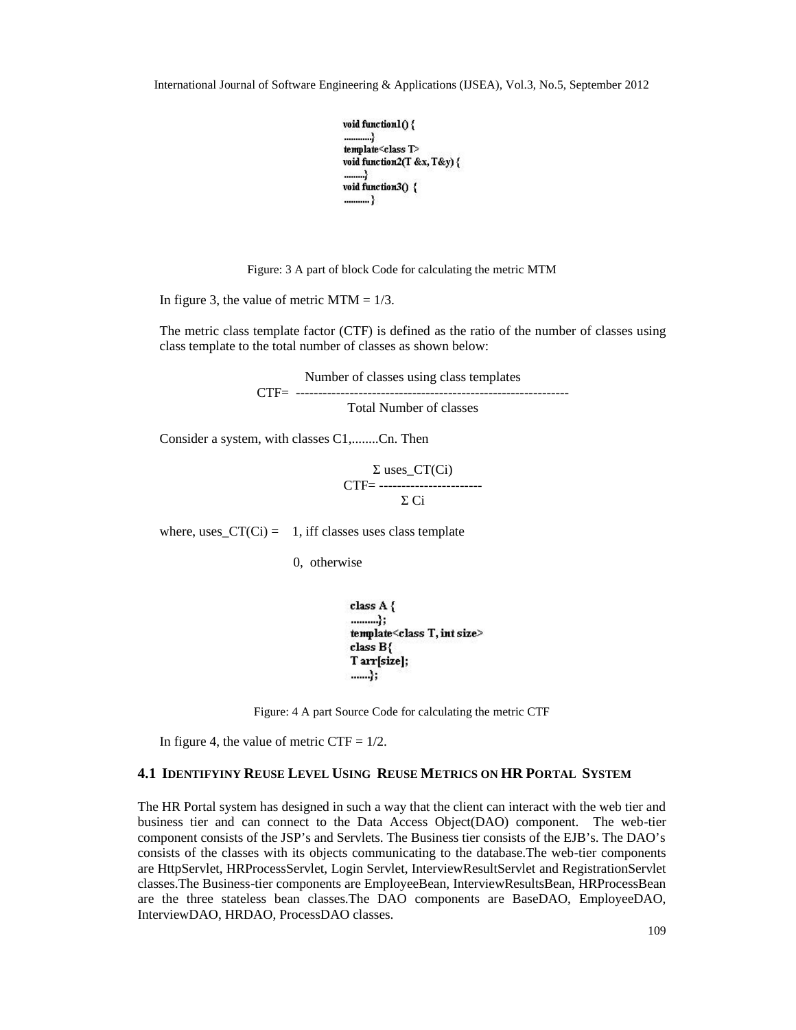```
void function1() {
...........}
template<class T>
void function2(T &x, T&y) {
........}
void function3() {
.......... }
```

Figure: 3 A part of block Code for calculating the metric MTM

In figure 3, the value of metric MTM = 1/3.

The metric class template factor (CTF) is defined as the ratio of the number of classes using class template to the total number of classes as shown below:

$$CTF = \frac{\text{Number of classes using class templates}}{\text{Total Number of classes}}$$

Consider a system, with classes C1,........Cn. Then

$$CTF = \frac{\Sigma \text{ uses\_CT}(Ci)}{\Sigma \text{ Ci}}$$

where, uses_CT(Ci) = 1, iff classes uses class template

0, otherwise

```
class A {
..........};
template<class T, int size>
class B{
T arr[size];
.......};
```

Figure: 4 A part Source Code for calculating the metric CTF

In figure 4, the value of metric CTF = 1/2.

### 4.1 IDENTIFYINY REUSE LEVEL USING REUSE METRICS ON HR PORTAL SYSTEM

The HR Portal system has designed in such a way that the client can interact with the web tier and business tier and can connect to the Data Access Object(DAO) component. The web-tier component consists of the JSP's and Servlets. The Business tier consists of the EJB's. The DAO's consists of the classes with its objects communicating to the database.The web-tier components are HttpServlet, HRProcessServlet, Login Servlet, InterviewResultServlet and RegistrationServlet classes.The Business-tier components are EmployeeBean, InterviewResultsBean, HRProcessBean are the three stateless bean classes.The DAO components are BaseDAO, EmployeeDAO, InterviewDAO, HRDAO, ProcessDAO classes.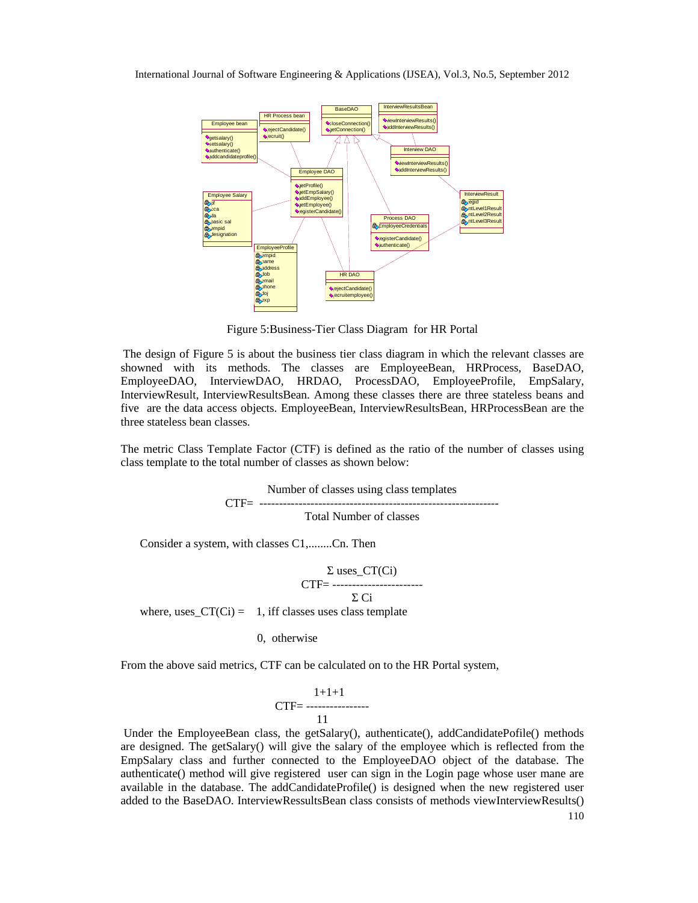Figure 5:Business-Tier Class Diagram for HR Portal

The design of Figure 5 is about the business tier class diagram in which the relevant classes are showned with its methods. The classes are EmployeeBean, HRProcess, BaseDAO, EmployeeDAO, InterviewDAO, HRDAO, ProcessDAO, EmployeeProfile, EmpSalary, InterviewResult, InterviewResultsBean. Among these classes there are three stateless beans and five are the data access objects. EmployeeBean, InterviewResultsBean, HRProcessBean are the three stateless bean classes.

The metric Class Template Factor (CTF) is defined as the ratio of the number of classes using class template to the total number of classes as shown below:

$$CTF = \frac{\text{Number of classes using class templates}}{\text{Total Number of classes}}$$

Consider a system, with classes C1,........Cn. Then

$$CTF = \frac{\Sigma \text{ uses\_CT}(Ci)}{\Sigma \text{ Ci}}$$

where, uses_CT(Ci) = 1, iff classes uses class template

0, otherwise

From the above said metrics, CTF can be calculated on to the HR Portal system,

$$CTF = \frac{1+1+1}{11}$$

Under the EmployeeBean class, the getSalary(), authenticate(), addCandidatePofile() methods are designed. The getSalary() will give the salary of the employee which is reflected from the EmpSalary class and further connected to the EmployeeDAO object of the database. The authenticate() method will give registered user can sign in the Login page whose user mane are available in the database. The addCandidateProfile() is designed when the new registered user added to the BaseDAO. InterviewRessultsBean class consists of methods viewInterviewResults()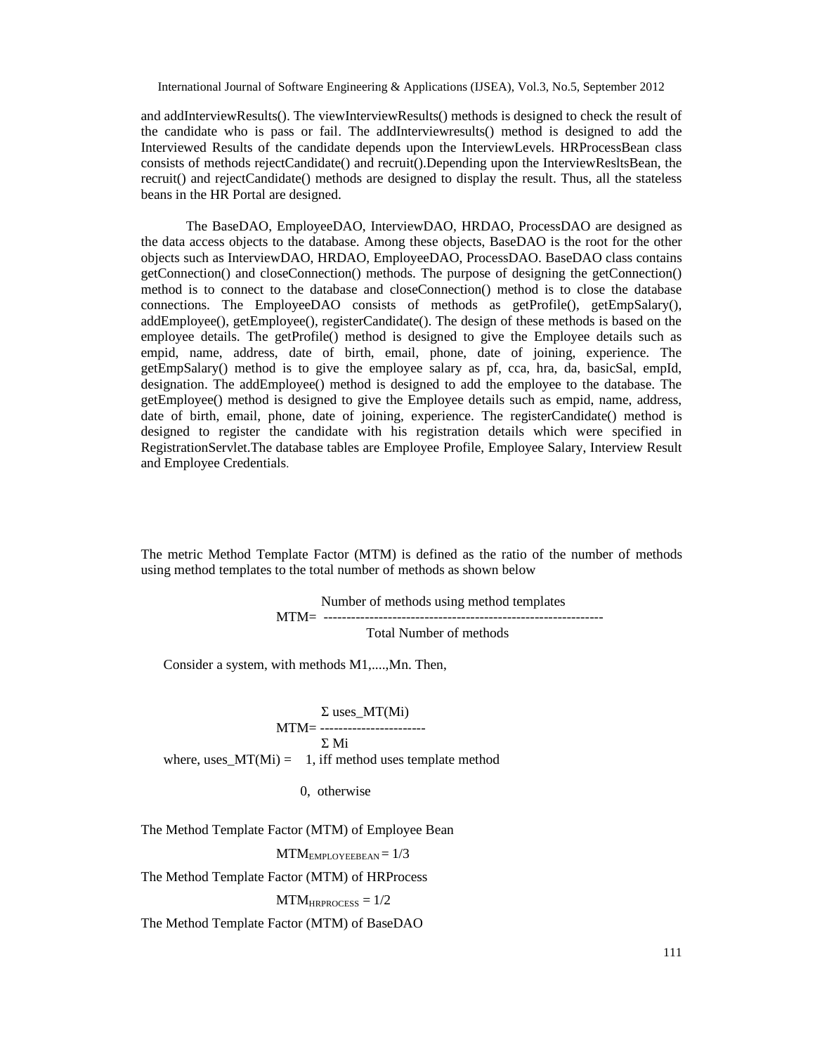and addInterviewResults(). The viewInterviewResults() methods is designed to check the result of the candidate who is pass or fail. The addInterviewresults() method is designed to add the Interviewed Results of the candidate depends upon the InterviewLevels. HRProcessBean class consists of methods rejectCandidate() and recruit().Depending upon the InterviewResltsBean, the recruit() and rejectCandidate() methods are designed to display the result. Thus, all the stateless beans in the HR Portal are designed.

The BaseDAO, EmployeeDAO, InterviewDAO, HRDAO, ProcessDAO are designed as the data access objects to the database. Among these objects, BaseDAO is the root for the other objects such as InterviewDAO, HRDAO, EmployeeDAO, ProcessDAO. BaseDAO class contains getConnection() and closeConnection() methods. The purpose of designing the getConnection() method is to connect to the database and closeConnection() method is to close the database connections. The EmployeeDAO consists of methods as getProfile(), getEmpSalary(), addEmployee(), getEmployee(), registerCandidate(). The design of these methods is based on the employee details. The getProfile() method is designed to give the Employee details such as empid, name, address, date of birth, email, phone, date of joining, experience. The getEmpSalary() method is to give the employee salary as pf, cca, hra, da, basicSal, empId, designation. The addEmployee() method is designed to add the employee to the database. The getEmployee() method is designed to give the Employee details such as empid, name, address, date of birth, email, phone, date of joining, experience. The registerCandidate() method is designed to register the candidate with his registration details which were specified in RegistrationServlet.The database tables are Employee Profile, Employee Salary, Interview Result and Employee Credentials.

The metric Method Template Factor (MTM) is defined as the ratio of the number of methods using method templates to the total number of methods as shown below

$$MTM = \frac{\text{Number of methods using method templates}}{\text{Total Number of methods}}$$

Consider a system, with methods M1,....,Mn. Then,

$$MTM = \frac{\Sigma \text{ uses\_MT}(Mi)}{\Sigma \text{ Mi}}$$

where, uses_MT(Mi) = 1, iff method uses template method

0, otherwise

The Method Template Factor (MTM) of Employee Bean

$$MTM_{EMPLOYEEBEAN} = 1/3$$

The Method Template Factor (MTM) of HRProcess

$$MTM_{HRPROCESS} = 1/2$$

The Method Template Factor (MTM) of BaseDAO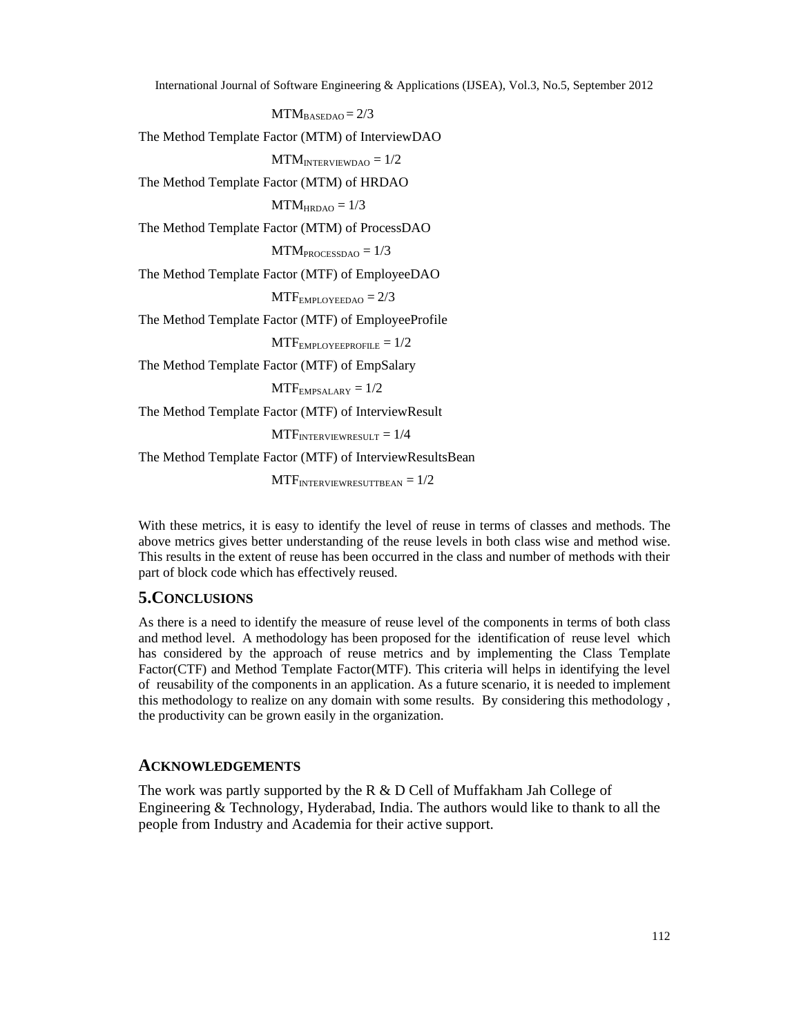$$MTM_{BASEDAO} = 2/3$$

The Method Template Factor (MTM) of InterviewDAO

$$MTM_{INTERVIEWDAO} = 1/2$$

The Method Template Factor (MTM) of HRDAO

$$MTM_{HRDAO} = 1/3$$

The Method Template Factor (MTM) of ProcessDAO

$$MTM_{PROCESSDAO} = 1/3$$

The Method Template Factor (MTF) of EmployeeDAO

$$MTF_{EMPLOYEEDAO} = 2/3$$

The Method Template Factor (MTF) of EmployeeProfile

$$MTF_{EMPLOYEEPROFILE} = 1/2$$

The Method Template Factor (MTF) of EmpSalary

$$MTF_{EMPSALARY} = 1/2$$

The Method Template Factor (MTF) of InterviewResult

$$MTF_{INTERVIEWRESULT} = 1/4$$

The Method Template Factor (MTF) of InterviewResultsBean

$$MTF_{INTERVIEWRESUTTBEAN} = 1/2$$

With these metrics, it is easy to identify the level of reuse in terms of classes and methods. The above metrics gives better understanding of the reuse levels in both class wise and method wise. This results in the extent of reuse has been occurred in the class and number of methods with their part of block code which has effectively reused.

## 5.CONCLUSIONS

As there is a need to identify the measure of reuse level of the components in terms of both class and method level. A methodology has been proposed for the identification of reuse level which has considered by the approach of reuse metrics and by implementing the Class Template Factor(CTF) and Method Template Factor(MTF). This criteria will helps in identifying the level of reusability of the components in an application. As a future scenario, it is needed to implement this methodology to realize on any domain with some results. By considering this methodology , the productivity can be grown easily in the organization.

## ACKNOWLEDGEMENTS

The work was partly supported by the R & D Cell of Muffakham Jah College of Engineering & Technology, Hyderabad, India. The authors would like to thank to all the people from Industry and Academia for their active support.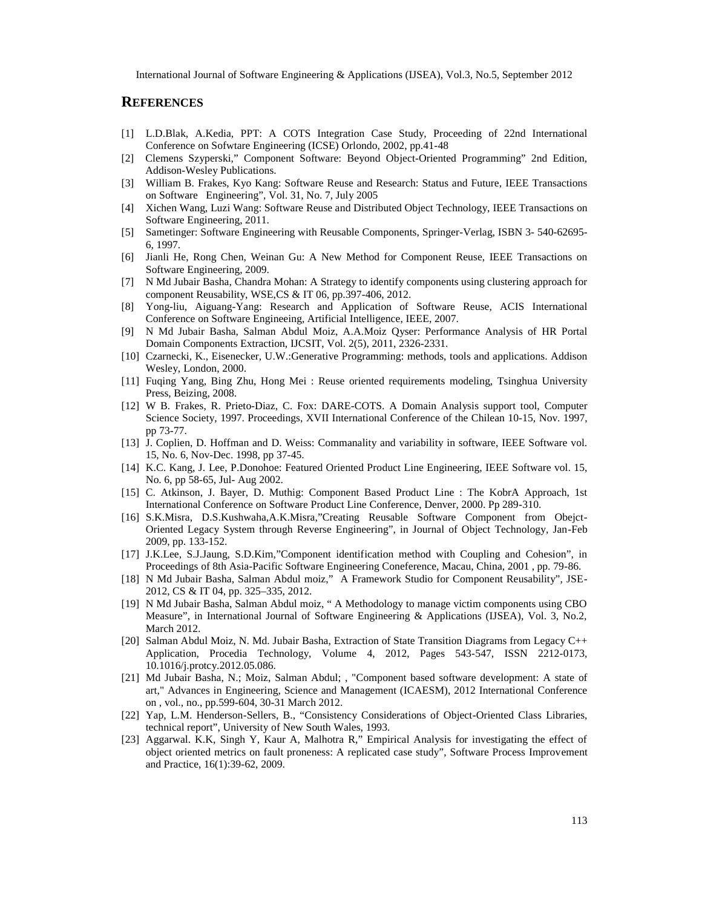## REFERENCES

[1] L.D.Blak, A.Kedia, PPT: A COTS Integration Case Study, Proceeding of 22nd International Conference on Sofwtare Engineering (ICSE) Orlondo, 2002, pp.41-48

[2] Clemens Szyperski," Component Software: Beyond Object-Oriented Programming" 2nd Edition, Addison-Wesley Publications.

[3] William B. Frakes, Kyo Kang: Software Reuse and Research: Status and Future, IEEE Transactions on Software Engineering", Vol. 31, No. 7, July 2005

[4] Xichen Wang, Luzi Wang: Software Reuse and Distributed Object Technology, IEEE Transactions on Software Engineering, 2011.

[5] Sametinger: Software Engineering with Reusable Components, Springer-Verlag, ISBN 3- 540-62695-6, 1997.

[6] Jianli He, Rong Chen, Weinan Gu: A New Method for Component Reuse, IEEE Transactions on Software Engineering, 2009.

[7] N Md Jubair Basha, Chandra Mohan: A Strategy to identify components using clustering approach for component Reusability, WSE,CS & IT 06, pp.397-406, 2012.

[8] Yong-liu, Aiguang-Yang: Research and Application of Software Reuse, ACIS International Conference on Software Engineeing, Artificial Intelligence, IEEE, 2007.

[9] N Md Jubair Basha, Salman Abdul Moiz, A.A.Moiz Qyser: Performance Analysis of HR Portal Domain Components Extraction, IJCSIT, Vol. 2(5), 2011, 2326-2331.

[10] Czarnecki, K., Eisenecker, U.W.:Generative Programming: methods, tools and applications. Addison Wesley, London, 2000.

[11] Fuqing Yang, Bing Zhu, Hong Mei : Reuse oriented requirements modeling, Tsinghua University Press, Beizing, 2008.

[12] W B. Frakes, R. Prieto-Diaz, C. Fox: DARE-COTS. A Domain Analysis support tool, Computer Science Society, 1997. Proceedings, XVII International Conference of the Chilean 10-15, Nov. 1997, pp 73-77.

[13] J. Coplien, D. Hoffman and D. Weiss: Commanality and variability in software, IEEE Software vol. 15, No. 6, Nov-Dec. 1998, pp 37-45.

[14] K.C. Kang, J. Lee, P.Donohoe: Featured Oriented Product Line Engineering, IEEE Software vol. 15, No. 6, pp 58-65, Jul- Aug 2002.

[15] C. Atkinson, J. Bayer, D. Muthig: Component Based Product Line : The KobrA Approach, 1st International Conference on Software Product Line Conference, Denver, 2000. Pp 289-310.

[16] S.K.Misra, D.S.Kushwaha,A.K.Misra,"Creating Reusable Software Component from Obejct-Oriented Legacy System through Reverse Engineering", in Journal of Object Technology, Jan-Feb 2009, pp. 133-152.

[17] J.K.Lee, S.J.Jaung, S.D.Kim,"Component identification method with Coupling and Cohesion", in Proceedings of 8th Asia-Pacific Software Engineering Coneference, Macau, China, 2001 , pp. 79-86.

[18] N Md Jubair Basha, Salman Abdul moiz," A Framework Studio for Component Reusability", JSE-2012, CS & IT 04, pp. 325–335, 2012.

[19] N Md Jubair Basha, Salman Abdul moiz, " A Methodology to manage victim components using CBO Measure", in International Journal of Software Engineering & Applications (IJSEA), Vol. 3, No.2, March 2012.

[20] Salman Abdul Moiz, N. Md. Jubair Basha, Extraction of State Transition Diagrams from Legacy C++ Application, Procedia Technology, Volume 4, 2012, Pages 543-547, ISSN 2212-0173, 10.1016/j.protcy.2012.05.086.

[21] Md Jubair Basha, N.; Moiz, Salman Abdul; , "Component based software development: A state of art," Advances in Engineering, Science and Management (ICAESM), 2012 International Conference on , vol., no., pp.599-604, 30-31 March 2012.

[22] Yap, L.M. Henderson-Sellers, B., "Consistency Considerations of Object-Oriented Class Libraries, technical report", University of New South Wales, 1993.

[23] Aggarwal. K.K, Singh Y, Kaur A, Malhotra R," Empirical Analysis for investigating the effect of object oriented metrics on fault proneness: A replicated case study", Software Process Improvement and Practice, 16(1):39-62, 2009.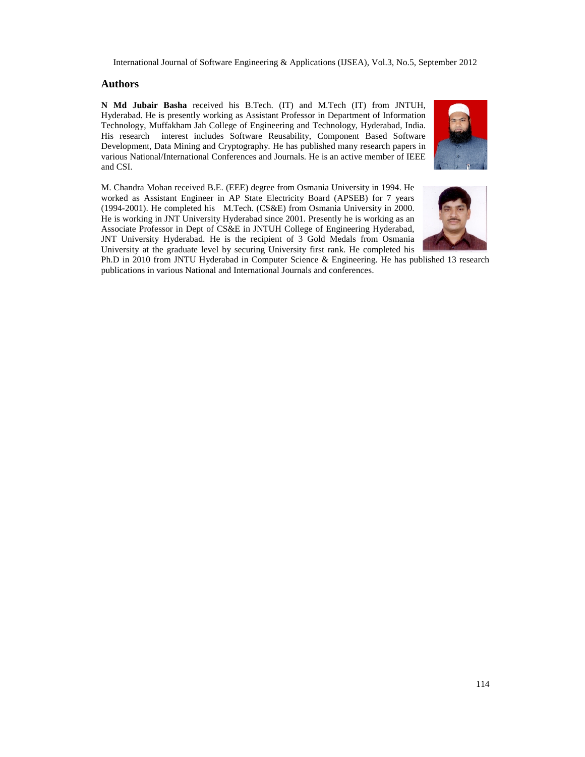## Authors

**N Md Jubair Basha** received his B.Tech. (IT) and M.Tech (IT) from JNTUH, Hyderabad. He is presently working as Assistant Professor in Department of Information Technology, Muffakham Jah College of Engineering and Technology, Hyderabad, India. His research interest includes Software Reusability, Component Based Software Development, Data Mining and Cryptography. He has published many research papers in various National/International Conferences and Journals. He is an active member of IEEE and CSI.

M. Chandra Mohan received B.E. (EEE) degree from Osmania University in 1994. He worked as Assistant Engineer in AP State Electricity Board (APSEB) for 7 years (1994-2001). He completed his M.Tech. (CS&E) from Osmania University in 2000. He is working in JNT University Hyderabad since 2001. Presently he is working as an Associate Professor in Dept of CS&E in JNTUH College of Engineering Hyderabad, JNT University Hyderabad. He is the recipient of 3 Gold Medals from Osmania University at the graduate level by securing University first rank. He completed his Ph.D in 2010 from JNTU Hyderabad in Computer Science & Engineering. He has published 13 research publications in various National and International Journals and conferences.